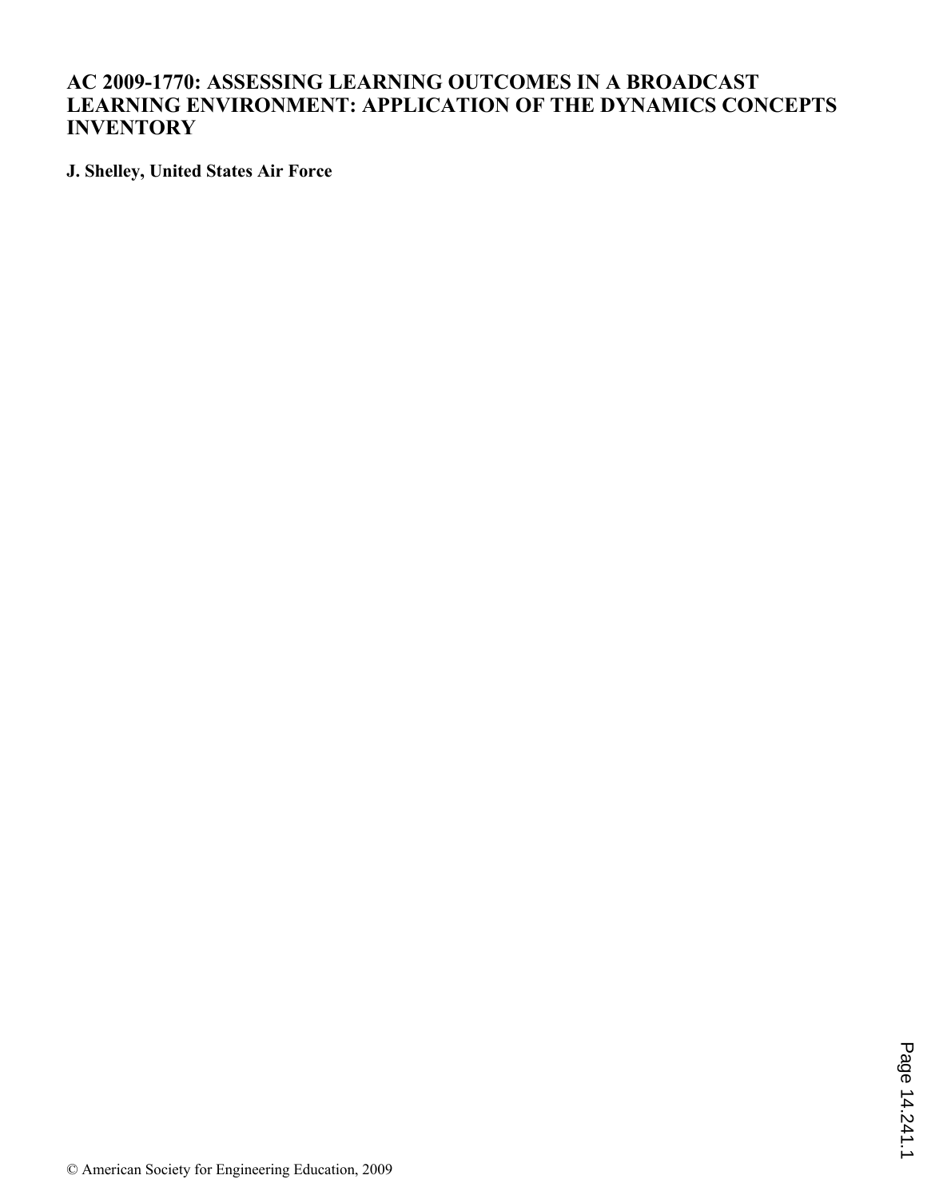# AC 2009-1770: ASSESSING LEARNING OUTCOMES IN A BROADCAST LEARNING ENVIRONMENT: APPLICATION OF THE DYNAMICS CONCEPTS INVENTORY

**J. Shelley, United States Air Force**

© American Society for Engineering Education, 2009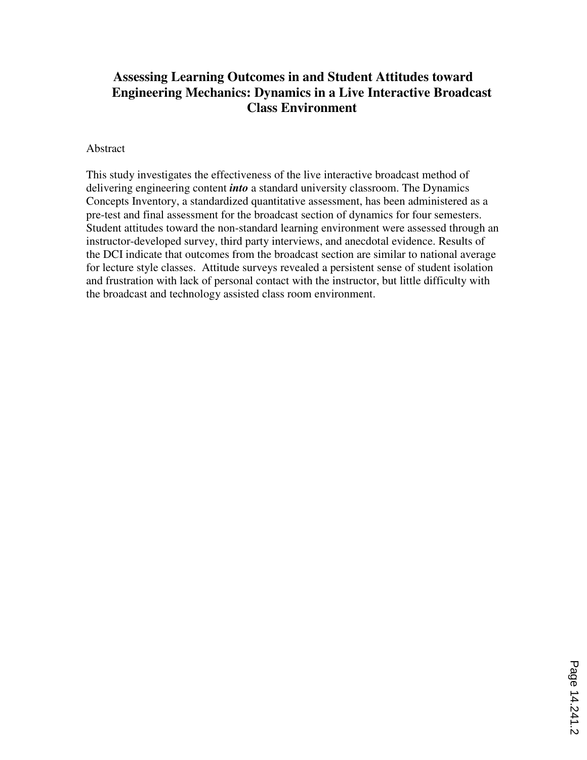# Assessing Learning Outcomes in and Student Attitudes toward Engineering Mechanics: Dynamics in a Live Interactive Broadcast Class Environment

## Abstract

This study investigates the effectiveness of the live interactive broadcast method of delivering engineering content ***into*** a standard university classroom. The Dynamics Concepts Inventory, a standardized quantitative assessment, has been administered as a pre-test and final assessment for the broadcast section of dynamics for four semesters. Student attitudes toward the non-standard learning environment were assessed through an instructor-developed survey, third party interviews, and anecdotal evidence. Results of the DCI indicate that outcomes from the broadcast section are similar to national average for lecture style classes. Attitude surveys revealed a persistent sense of student isolation and frustration with lack of personal contact with the instructor, but little difficulty with the broadcast and technology assisted class room environment.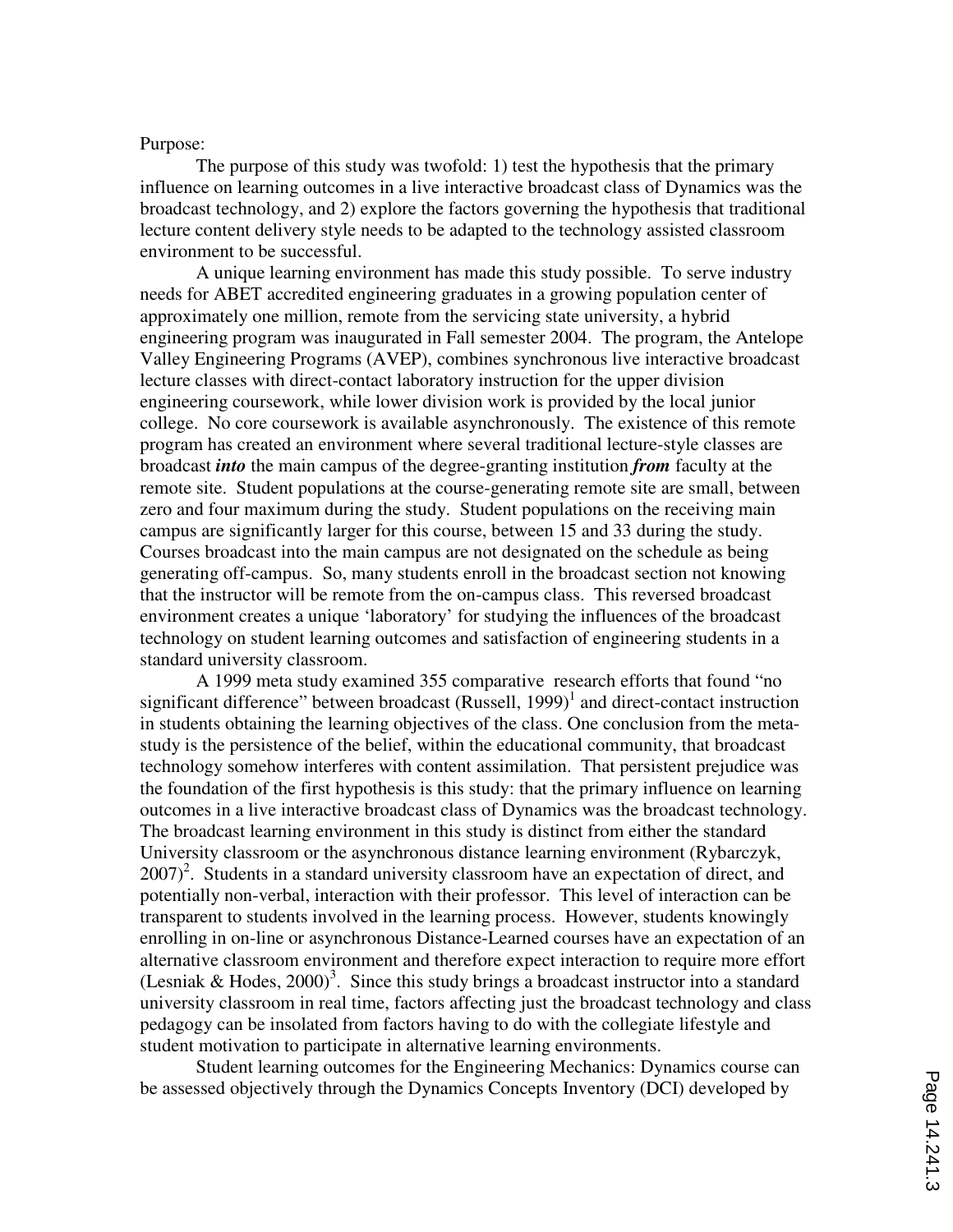Purpose:

The purpose of this study was twofold: 1) test the hypothesis that the primary influence on learning outcomes in a live interactive broadcast class of Dynamics was the broadcast technology, and 2) explore the factors governing the hypothesis that traditional lecture content delivery style needs to be adapted to the technology assisted classroom environment to be successful.

A unique learning environment has made this study possible. To serve industry needs for ABET accredited engineering graduates in a growing population center of approximately one million, remote from the servicing state university, a hybrid engineering program was inaugurated in Fall semester 2004. The program, the Antelope Valley Engineering Programs (AVEP), combines synchronous live interactive broadcast lecture classes with direct-contact laboratory instruction for the upper division engineering coursework, while lower division work is provided by the local junior college. No core coursework is available asynchronously. The existence of this remote program has created an environment where several traditional lecture-style classes are broadcast ***into*** the main campus of the degree-granting institution ***from*** faculty at the remote site. Student populations at the course-generating remote site are small, between zero and four maximum during the study. Student populations on the receiving main campus are significantly larger for this course, between 15 and 33 during the study. Courses broadcast into the main campus are not designated on the schedule as being generating off-campus. So, many students enroll in the broadcast section not knowing that the instructor will be remote from the on-campus class. This reversed broadcast environment creates a unique 'laboratory' for studying the influences of the broadcast technology on student learning outcomes and satisfaction of engineering students in a standard university classroom.

A 1999 meta study examined 355 comparative research efforts that found "no significant difference" between broadcast (Russell, 1999)[1] and direct-contact instruction in students obtaining the learning objectives of the class. One conclusion from the meta-study is the persistence of the belief, within the educational community, that broadcast technology somehow interferes with content assimilation. That persistent prejudice was the foundation of the first hypothesis is this study: that the primary influence on learning outcomes in a live interactive broadcast class of Dynamics was the broadcast technology. The broadcast learning environment in this study is distinct from either the standard University classroom or the asynchronous distance learning environment (Rybarczyk, 2007)[2]. Students in a standard university classroom have an expectation of direct, and potentially non-verbal, interaction with their professor. This level of interaction can be transparent to students involved in the learning process. However, students knowingly enrolling in on-line or asynchronous Distance-Learned courses have an expectation of an alternative classroom environment and therefore expect interaction to require more effort (Lesniak & Hodes, 2000)[3]. Since this study brings a broadcast instructor into a standard university classroom in real time, factors affecting just the broadcast technology and class pedagogy can be insolated from factors having to do with the collegiate lifestyle and student motivation to participate in alternative learning environments.

Student learning outcomes for the Engineering Mechanics: Dynamics course can be assessed objectively through the Dynamics Concepts Inventory (DCI) developed by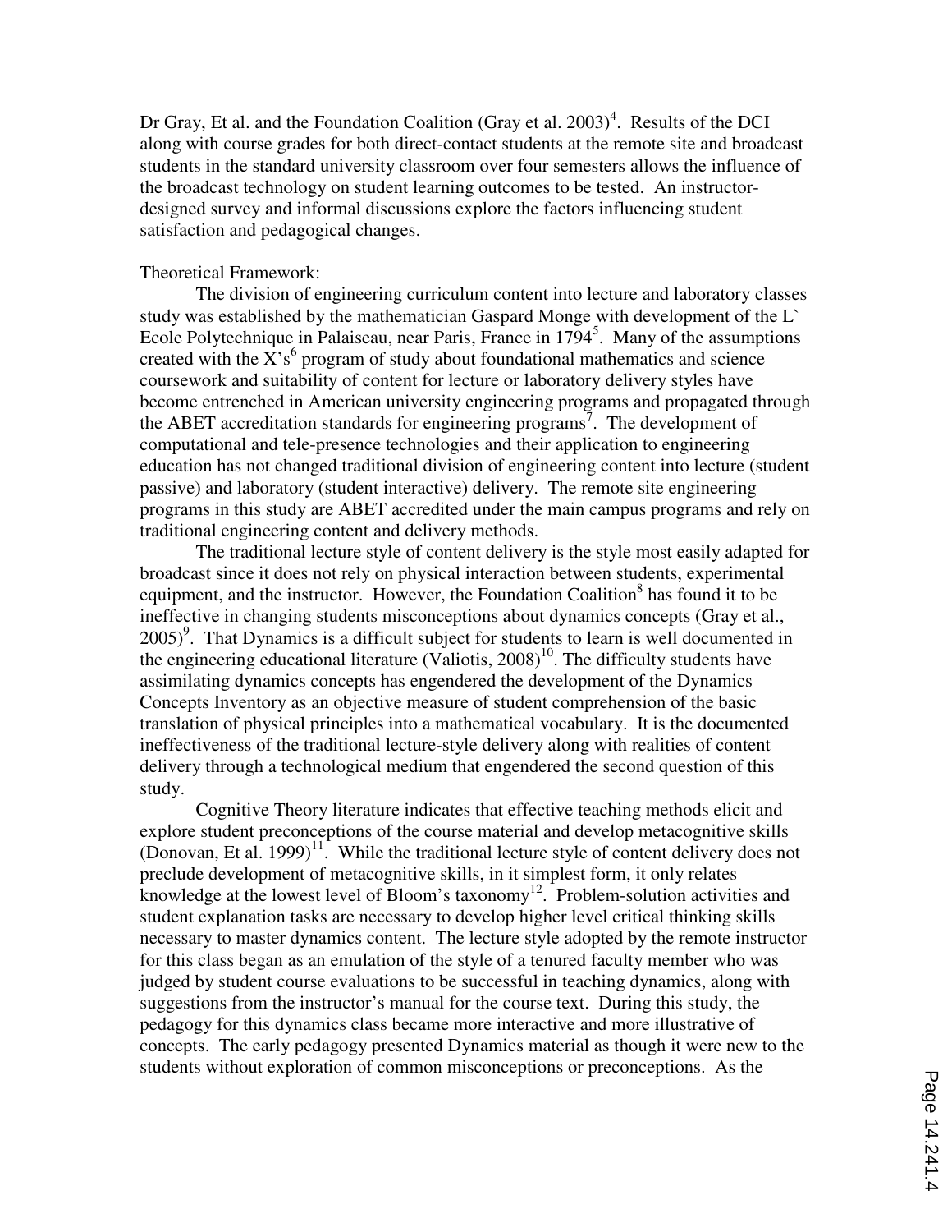Dr Gray, Et al. and the Foundation Coalition (Gray et al. 2003)[4]. Results of the DCI along with course grades for both direct-contact students at the remote site and broadcast students in the standard university classroom over four semesters allows the influence of the broadcast technology on student learning outcomes to be tested. An instructor-designed survey and informal discussions explore the factors influencing student satisfaction and pedagogical changes.

Theoretical Framework:

The division of engineering curriculum content into lecture and laboratory classes study was established by the mathematician Gaspard Monge with development of the L` Ecole Polytechnique in Palaiseau, near Paris, France in 1794[5]. Many of the assumptions created with the X's[6] program of study about foundational mathematics and science coursework and suitability of content for lecture or laboratory delivery styles have become entrenched in American university engineering programs and propagated through the ABET accreditation standards for engineering programs[7]. The development of computational and tele-presence technologies and their application to engineering education has not changed traditional division of engineering content into lecture (student passive) and laboratory (student interactive) delivery. The remote site engineering programs in this study are ABET accredited under the main campus programs and rely on traditional engineering content and delivery methods.

The traditional lecture style of content delivery is the style most easily adapted for broadcast since it does not rely on physical interaction between students, experimental equipment, and the instructor. However, the Foundation Coalition[8] has found it to be ineffective in changing students misconceptions about dynamics concepts (Gray et al., 2005)[9]. That Dynamics is a difficult subject for students to learn is well documented in the engineering educational literature (Valiotis, 2008)[10]. The difficulty students have assimilating dynamics concepts has engendered the development of the Dynamics Concepts Inventory as an objective measure of student comprehension of the basic translation of physical principles into a mathematical vocabulary. It is the documented ineffectiveness of the traditional lecture-style delivery along with realities of content delivery through a technological medium that engendered the second question of this study.

Cognitive Theory literature indicates that effective teaching methods elicit and explore student preconceptions of the course material and develop metacognitive skills (Donovan, Et al. 1999)[11]. While the traditional lecture style of content delivery does not preclude development of metacognitive skills, in it simplest form, it only relates knowledge at the lowest level of Bloom's taxonomy[12]. Problem-solution activities and student explanation tasks are necessary to develop higher level critical thinking skills necessary to master dynamics content. The lecture style adopted by the remote instructor for this class began as an emulation of the style of a tenured faculty member who was judged by student course evaluations to be successful in teaching dynamics, along with suggestions from the instructor's manual for the course text. During this study, the pedagogy for this dynamics class became more interactive and more illustrative of concepts. The early pedagogy presented Dynamics material as though it were new to the students without exploration of common misconceptions or preconceptions. As the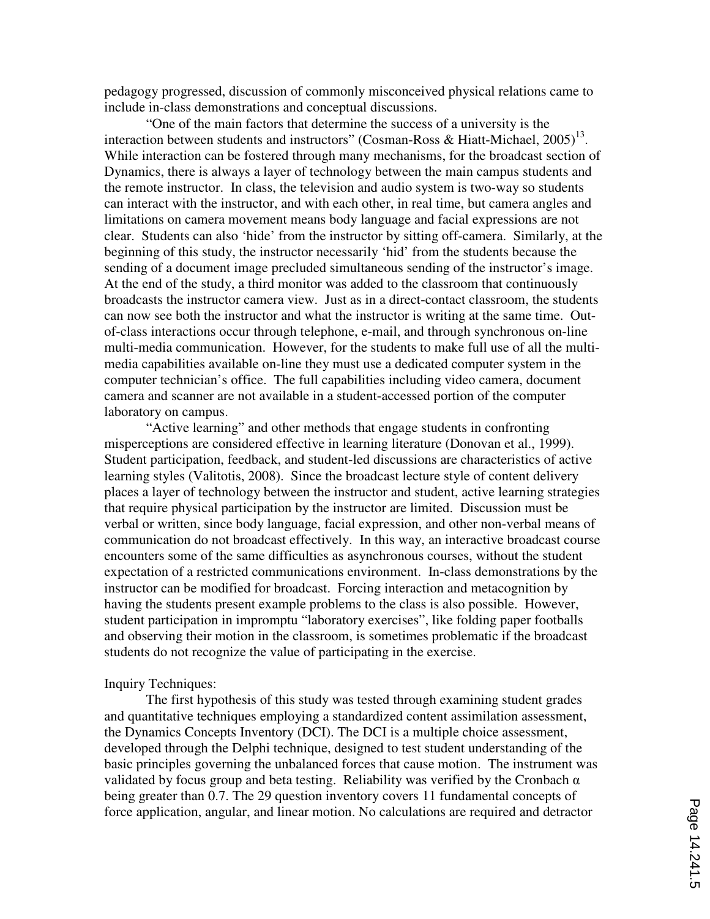pedagogy progressed, discussion of commonly misconceived physical relations came to include in-class demonstrations and conceptual discussions.

"One of the main factors that determine the success of a university is the interaction between students and instructors" (Cosman-Ross & Hiatt-Michael, 2005)[13]. While interaction can be fostered through many mechanisms, for the broadcast section of Dynamics, there is always a layer of technology between the main campus students and the remote instructor. In class, the television and audio system is two-way so students can interact with the instructor, and with each other, in real time, but camera angles and limitations on camera movement means body language and facial expressions are not clear. Students can also 'hide' from the instructor by sitting off-camera. Similarly, at the beginning of this study, the instructor necessarily 'hid' from the students because the sending of a document image precluded simultaneous sending of the instructor's image. At the end of the study, a third monitor was added to the classroom that continuously broadcasts the instructor camera view. Just as in a direct-contact classroom, the students can now see both the instructor and what the instructor is writing at the same time. Out-of-class interactions occur through telephone, e-mail, and through synchronous on-line multi-media communication. However, for the students to make full use of all the multi-media capabilities available on-line they must use a dedicated computer system in the computer technician's office. The full capabilities including video camera, document camera and scanner are not available in a student-accessed portion of the computer laboratory on campus.

"Active learning" and other methods that engage students in confronting misperceptions are considered effective in learning literature (Donovan et al., 1999). Student participation, feedback, and student-led discussions are characteristics of active learning styles (Valitotis, 2008). Since the broadcast lecture style of content delivery places a layer of technology between the instructor and student, active learning strategies that require physical participation by the instructor are limited. Discussion must be verbal or written, since body language, facial expression, and other non-verbal means of communication do not broadcast effectively. In this way, an interactive broadcast course encounters some of the same difficulties as asynchronous courses, without the student expectation of a restricted communications environment. In-class demonstrations by the instructor can be modified for broadcast. Forcing interaction and metacognition by having the students present example problems to the class is also possible. However, student participation in impromptu "laboratory exercises", like folding paper footballs and observing their motion in the classroom, is sometimes problematic if the broadcast students do not recognize the value of participating in the exercise.

Inquiry Techniques:

The first hypothesis of this study was tested through examining student grades and quantitative techniques employing a standardized content assimilation assessment, the Dynamics Concepts Inventory (DCI). The DCI is a multiple choice assessment, developed through the Delphi technique, designed to test student understanding of the basic principles governing the unbalanced forces that cause motion. The instrument was validated by focus group and beta testing. Reliability was verified by the Cronbach $\alpha$ being greater than 0.7. The 29 question inventory covers 11 fundamental concepts of force application, angular, and linear motion. No calculations are required and detractor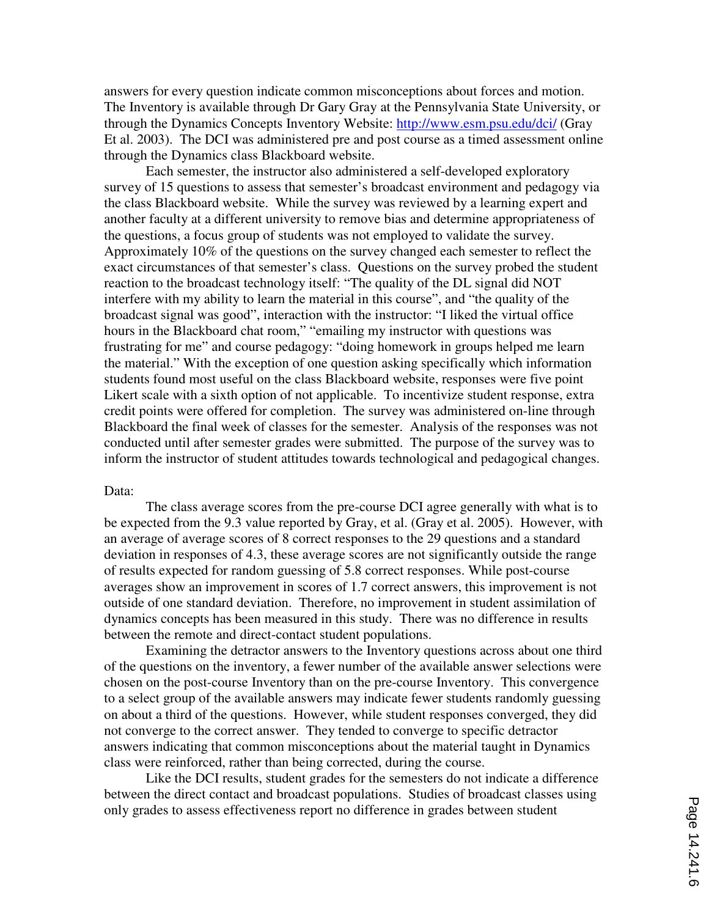answers for every question indicate common misconceptions about forces and motion. The Inventory is available through Dr Gary Gray at the Pennsylvania State University, or through the Dynamics Concepts Inventory Website: http://www.esm.psu.edu/dci/ (Gray Et al. 2003). The DCI was administered pre and post course as a timed assessment online through the Dynamics class Blackboard website.

Each semester, the instructor also administered a self-developed exploratory survey of 15 questions to assess that semester's broadcast environment and pedagogy via the class Blackboard website. While the survey was reviewed by a learning expert and another faculty at a different university to remove bias and determine appropriateness of the questions, a focus group of students was not employed to validate the survey. Approximately 10% of the questions on the survey changed each semester to reflect the exact circumstances of that semester's class. Questions on the survey probed the student reaction to the broadcast technology itself: "The quality of the DL signal did NOT interfere with my ability to learn the material in this course", and "the quality of the broadcast signal was good", interaction with the instructor: "I liked the virtual office hours in the Blackboard chat room," "emailing my instructor with questions was frustrating for me" and course pedagogy: "doing homework in groups helped me learn the material." With the exception of one question asking specifically which information students found most useful on the class Blackboard website, responses were five point Likert scale with a sixth option of not applicable. To incentivize student response, extra credit points were offered for completion. The survey was administered on-line through Blackboard the final week of classes for the semester. Analysis of the responses was not conducted until after semester grades were submitted. The purpose of the survey was to inform the instructor of student attitudes towards technological and pedagogical changes.

Data:

The class average scores from the pre-course DCI agree generally with what is to be expected from the 9.3 value reported by Gray, et al. (Gray et al. 2005). However, with an average of average scores of 8 correct responses to the 29 questions and a standard deviation in responses of 4.3, these average scores are not significantly outside the range of results expected for random guessing of 5.8 correct responses. While post-course averages show an improvement in scores of 1.7 correct answers, this improvement is not outside of one standard deviation. Therefore, no improvement in student assimilation of dynamics concepts has been measured in this study. There was no difference in results between the remote and direct-contact student populations.

Examining the detractor answers to the Inventory questions across about one third of the questions on the inventory, a fewer number of the available answer selections were chosen on the post-course Inventory than on the pre-course Inventory. This convergence to a select group of the available answers may indicate fewer students randomly guessing on about a third of the questions. However, while student responses converged, they did not converge to the correct answer. They tended to converge to specific detractor answers indicating that common misconceptions about the material taught in Dynamics class were reinforced, rather than being corrected, during the course.

Like the DCI results, student grades for the semesters do not indicate a difference between the direct contact and broadcast populations. Studies of broadcast classes using only grades to assess effectiveness report no difference in grades between student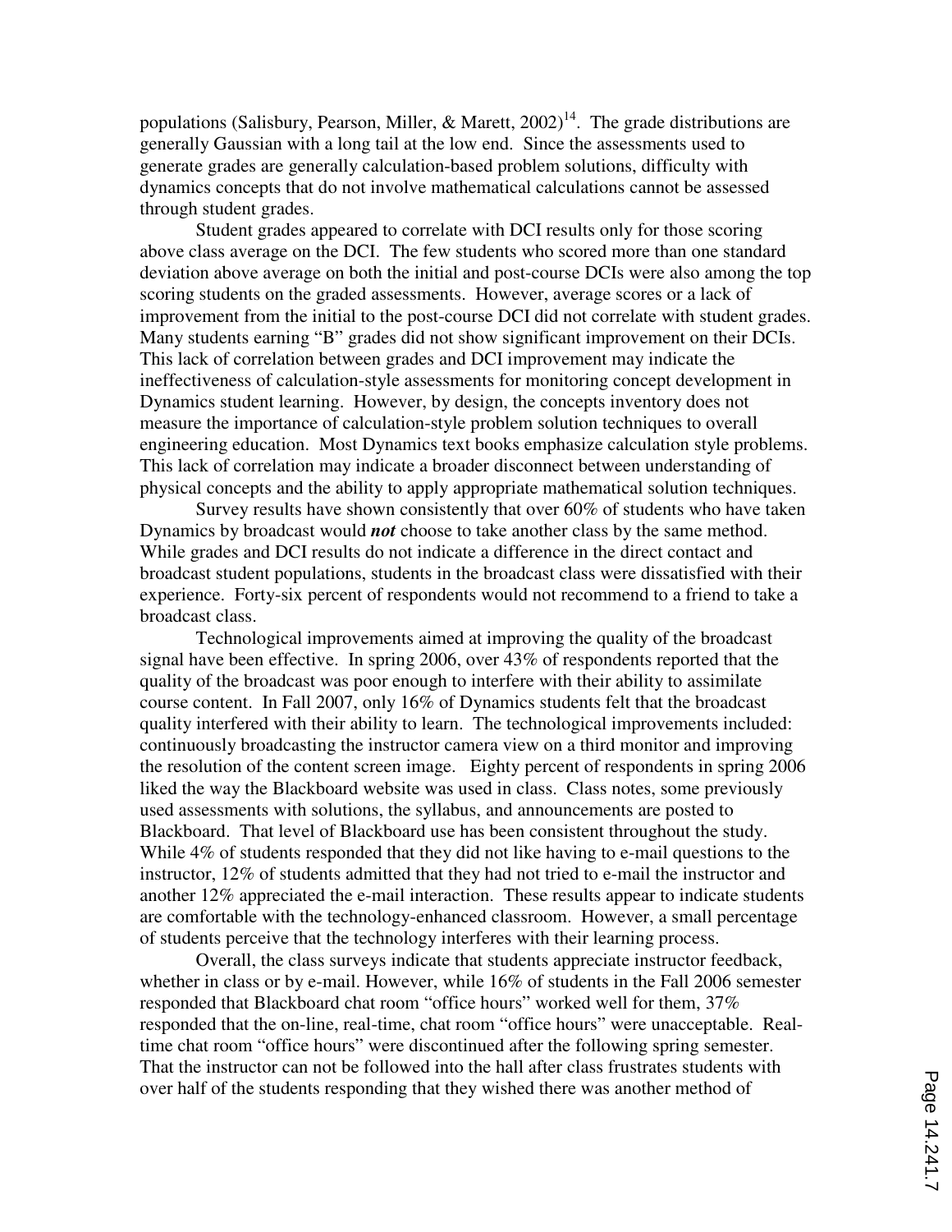populations (Salisbury, Pearson, Miller, & Marett, 2002)[14]. The grade distributions are generally Gaussian with a long tail at the low end. Since the assessments used to generate grades are generally calculation-based problem solutions, difficulty with dynamics concepts that do not involve mathematical calculations cannot be assessed through student grades.

Student grades appeared to correlate with DCI results only for those scoring above class average on the DCI. The few students who scored more than one standard deviation above average on both the initial and post-course DCIs were also among the top scoring students on the graded assessments. However, average scores or a lack of improvement from the initial to the post-course DCI did not correlate with student grades. Many students earning "B" grades did not show significant improvement on their DCIs. This lack of correlation between grades and DCI improvement may indicate the ineffectiveness of calculation-style assessments for monitoring concept development in Dynamics student learning. However, by design, the concepts inventory does not measure the importance of calculation-style problem solution techniques to overall engineering education. Most Dynamics text books emphasize calculation style problems. This lack of correlation may indicate a broader disconnect between understanding of physical concepts and the ability to apply appropriate mathematical solution techniques.

Survey results have shown consistently that over 60% of students who have taken Dynamics by broadcast would ***not*** choose to take another class by the same method. While grades and DCI results do not indicate a difference in the direct contact and broadcast student populations, students in the broadcast class were dissatisfied with their experience. Forty-six percent of respondents would not recommend to a friend to take a broadcast class.

Technological improvements aimed at improving the quality of the broadcast signal have been effective. In spring 2006, over 43% of respondents reported that the quality of the broadcast was poor enough to interfere with their ability to assimilate course content. In Fall 2007, only 16% of Dynamics students felt that the broadcast quality interfered with their ability to learn. The technological improvements included: continuously broadcasting the instructor camera view on a third monitor and improving the resolution of the content screen image. Eighty percent of respondents in spring 2006 liked the way the Blackboard website was used in class. Class notes, some previously used assessments with solutions, the syllabus, and announcements are posted to Blackboard. That level of Blackboard use has been consistent throughout the study. While 4% of students responded that they did not like having to e-mail questions to the instructor, 12% of students admitted that they had not tried to e-mail the instructor and another 12% appreciated the e-mail interaction. These results appear to indicate students are comfortable with the technology-enhanced classroom. However, a small percentage of students perceive that the technology interferes with their learning process.

Overall, the class surveys indicate that students appreciate instructor feedback, whether in class or by e-mail. However, while 16% of students in the Fall 2006 semester responded that Blackboard chat room "office hours" worked well for them, 37% responded that the on-line, real-time, chat room "office hours" were unacceptable. Real-time chat room "office hours" were discontinued after the following spring semester. That the instructor can not be followed into the hall after class frustrates students with over half of the students responding that they wished there was another method of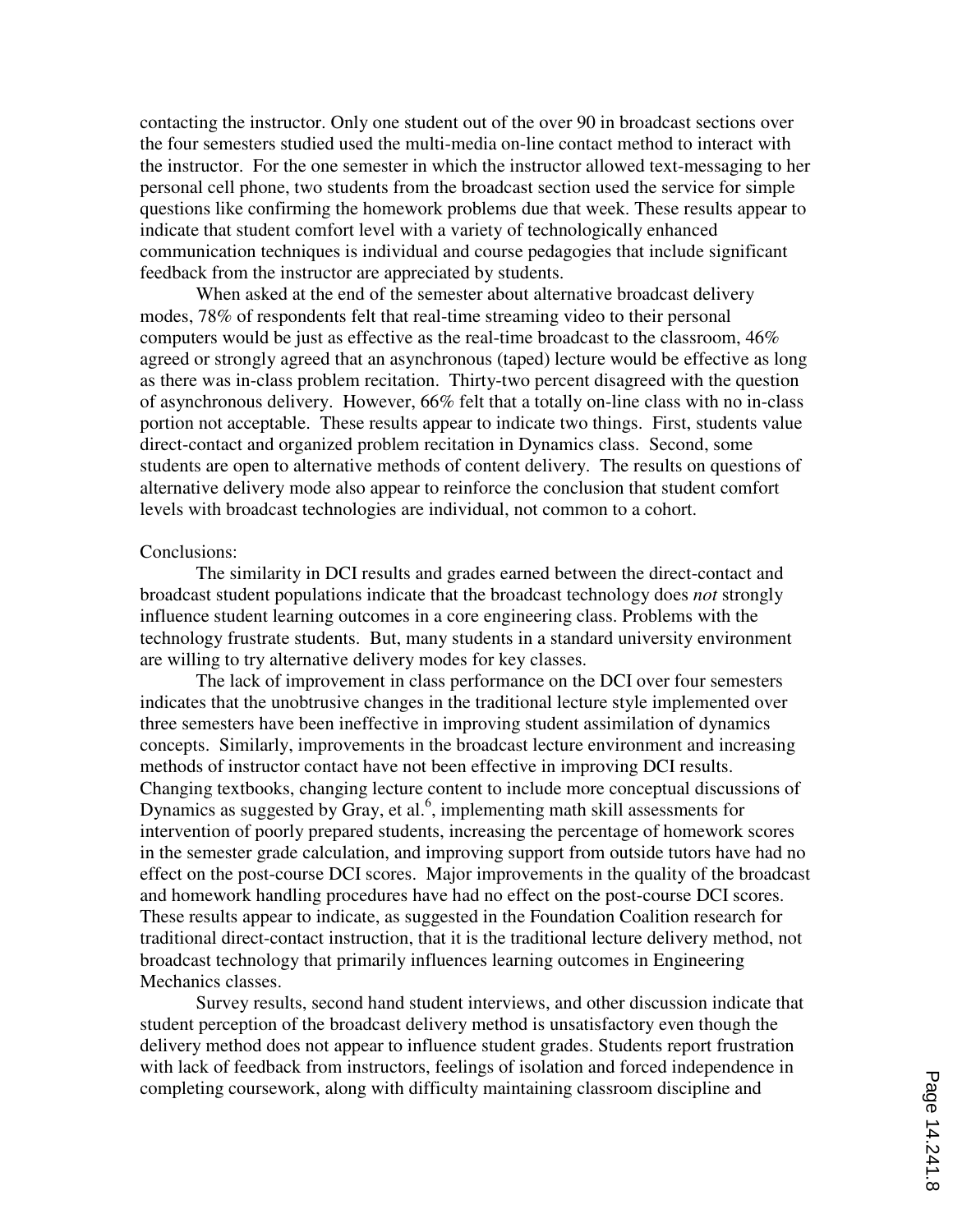contacting the instructor. Only one student out of the over 90 in broadcast sections over the four semesters studied used the multi-media on-line contact method to interact with the instructor. For the one semester in which the instructor allowed text-messaging to her personal cell phone, two students from the broadcast section used the service for simple questions like confirming the homework problems due that week. These results appear to indicate that student comfort level with a variety of technologically enhanced communication techniques is individual and course pedagogies that include significant feedback from the instructor are appreciated by students.

When asked at the end of the semester about alternative broadcast delivery modes, 78% of respondents felt that real-time streaming video to their personal computers would be just as effective as the real-time broadcast to the classroom, 46% agreed or strongly agreed that an asynchronous (taped) lecture would be effective as long as there was in-class problem recitation. Thirty-two percent disagreed with the question of asynchronous delivery. However, 66% felt that a totally on-line class with no in-class portion not acceptable. These results appear to indicate two things. First, students value direct-contact and organized problem recitation in Dynamics class. Second, some students are open to alternative methods of content delivery. The results on questions of alternative delivery mode also appear to reinforce the conclusion that student comfort levels with broadcast technologies are individual, not common to a cohort.

Conclusions:

The similarity in DCI results and grades earned between the direct-contact and broadcast student populations indicate that the broadcast technology does *not* strongly influence student learning outcomes in a core engineering class. Problems with the technology frustrate students. But, many students in a standard university environment are willing to try alternative delivery modes for key classes.

The lack of improvement in class performance on the DCI over four semesters indicates that the unobtrusive changes in the traditional lecture style implemented over three semesters have been ineffective in improving student assimilation of dynamics concepts. Similarly, improvements in the broadcast lecture environment and increasing methods of instructor contact have not been effective in improving DCI results. Changing textbooks, changing lecture content to include more conceptual discussions of Dynamics as suggested by Gray, et al.[6], implementing math skill assessments for intervention of poorly prepared students, increasing the percentage of homework scores in the semester grade calculation, and improving support from outside tutors have had no effect on the post-course DCI scores. Major improvements in the quality of the broadcast and homework handling procedures have had no effect on the post-course DCI scores. These results appear to indicate, as suggested in the Foundation Coalition research for traditional direct-contact instruction, that it is the traditional lecture delivery method, not broadcast technology that primarily influences learning outcomes in Engineering Mechanics classes.

Survey results, second hand student interviews, and other discussion indicate that student perception of the broadcast delivery method is unsatisfactory even though the delivery method does not appear to influence student grades. Students report frustration with lack of feedback from instructors, feelings of isolation and forced independence in completing coursework, along with difficulty maintaining classroom discipline and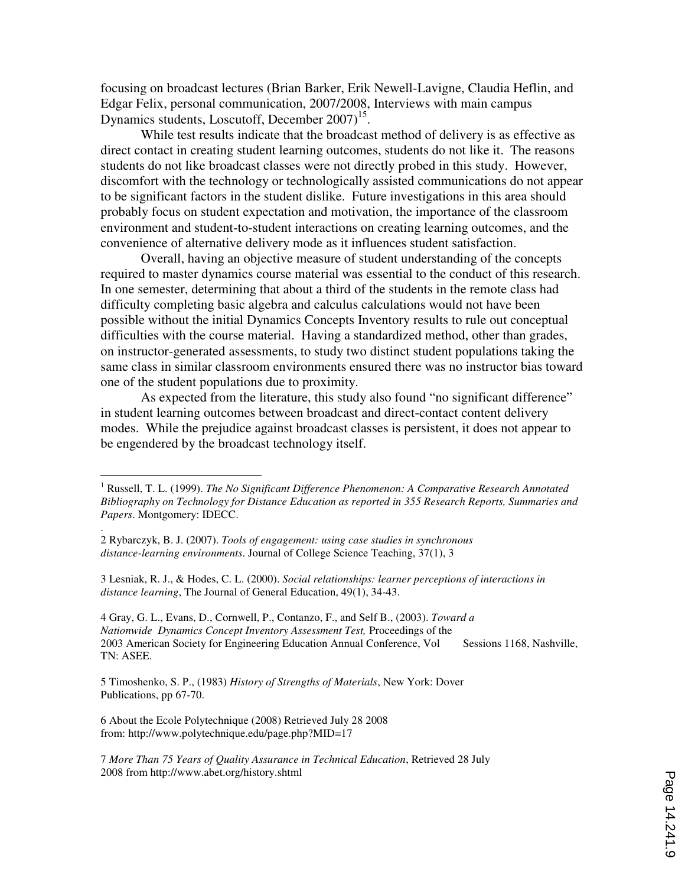focusing on broadcast lectures (Brian Barker, Erik Newell-Lavigne, Claudia Heflin, and Edgar Felix, personal communication, 2007/2008, Interviews with main campus Dynamics students, Loscutoff, December 2007)[15].

While test results indicate that the broadcast method of delivery is as effective as direct contact in creating student learning outcomes, students do not like it. The reasons students do not like broadcast classes were not directly probed in this study. However, discomfort with the technology or technologically assisted communications do not appear to be significant factors in the student dislike. Future investigations in this area should probably focus on student expectation and motivation, the importance of the classroom environment and student-to-student interactions on creating learning outcomes, and the convenience of alternative delivery mode as it influences student satisfaction.

Overall, having an objective measure of student understanding of the concepts required to master dynamics course material was essential to the conduct of this research. In one semester, determining that about a third of the students in the remote class had difficulty completing basic algebra and calculus calculations would not have been possible without the initial Dynamics Concepts Inventory results to rule out conceptual difficulties with the course material. Having a standardized method, other than grades, on instructor-generated assessments, to study two distinct student populations taking the same class in similar classroom environments ensured there was no instructor bias toward one of the student populations due to proximity.

As expected from the literature, this study also found "no significant difference" in student learning outcomes between broadcast and direct-contact content delivery modes. While the prejudice against broadcast classes is persistent, it does not appear to be engendered by the broadcast technology itself.

---

1 Russell, T. L. (1999). *The No Significant Difference Phenomenon: A Comparative Research Annotated Bibliography on Technology for Distance Education as reported in 355 Research Reports, Summaries and Papers*. Montgomery: IDECC.

2 Rybarczyk, B. J. (2007). *Tools of engagement: using case studies in synchronous distance-learning environments*. Journal of College Science Teaching, 37(1), 3

3 Lesniak, R. J., & Hodes, C. L. (2000). *Social relationships: learner perceptions of interactions in distance learning*, The Journal of General Education, 49(1), 34-43.

4 Gray, G. L., Evans, D., Cornwell, P., Contanzo, F., and Self B., (2003). *Toward a Nationwide Dynamics Concept Inventory Assessment Test,* Proceedings of the 2003 American Society for Engineering Education Annual Conference, Vol Sessions 1168, Nashville, TN: ASEE.

5 Timoshenko, S. P., (1983) *History of Strengths of Materials*, New York: Dover Publications, pp 67-70.

6 About the Ecole Polytechnique (2008) Retrieved July 28 2008 from: http://www.polytechnique.edu/page.php?MID=17

7 *More Than 75 Years of Quality Assurance in Technical Education*, Retrieved 28 July 2008 from http://www.abet.org/history.shtml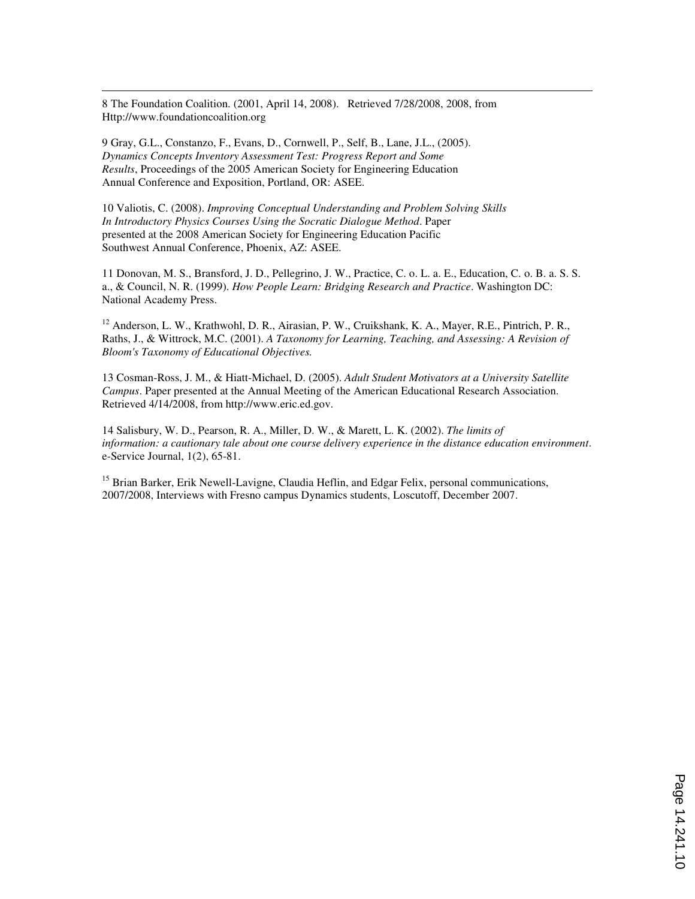8 The Foundation Coalition. (2001, April 14, 2008). Retrieved 7/28/2008, 2008, from Http://www.foundationcoalition.org

9 Gray, G.L., Constanzo, F., Evans, D., Cornwell, P., Self, B., Lane, J.L., (2005). *Dynamics Concepts Inventory Assessment Test: Progress Report and Some Results*, Proceedings of the 2005 American Society for Engineering Education Annual Conference and Exposition, Portland, OR: ASEE.

10 Valiotis, C. (2008). *Improving Conceptual Understanding and Problem Solving Skills In Introductory Physics Courses Using the Socratic Dialogue Method*. Paper presented at the 2008 American Society for Engineering Education Pacific Southwest Annual Conference, Phoenix, AZ: ASEE.

11 Donovan, M. S., Bransford, J. D., Pellegrino, J. W., Practice, C. o. L. a. E., Education, C. o. B. a. S. S. a., & Council, N. R. (1999). *How People Learn: Bridging Research and Practice*. Washington DC: National Academy Press.

[12] Anderson, L. W., Krathwohl, D. R., Airasian, P. W., Cruikshank, K. A., Mayer, R.E., Pintrich, P. R., Raths, J., & Wittrock, M.C. (2001). *A Taxonomy for Learning, Teaching, and Assessing: A Revision of Bloom's Taxonomy of Educational Objectives.*

13 Cosman-Ross, J. M., & Hiatt-Michael, D. (2005). *Adult Student Motivators at a University Satellite Campus*. Paper presented at the Annual Meeting of the American Educational Research Association. Retrieved 4/14/2008, from http://www.eric.ed.gov.

14 Salisbury, W. D., Pearson, R. A., Miller, D. W., & Marett, L. K. (2002). *The limits of information: a cautionary tale about one course delivery experience in the distance education environment*. e-Service Journal, 1(2), 65-81.

[15] Brian Barker, Erik Newell-Lavigne, Claudia Heflin, and Edgar Felix, personal communications, 2007/2008, Interviews with Fresno campus Dynamics students, Loscutoff, December 2007.